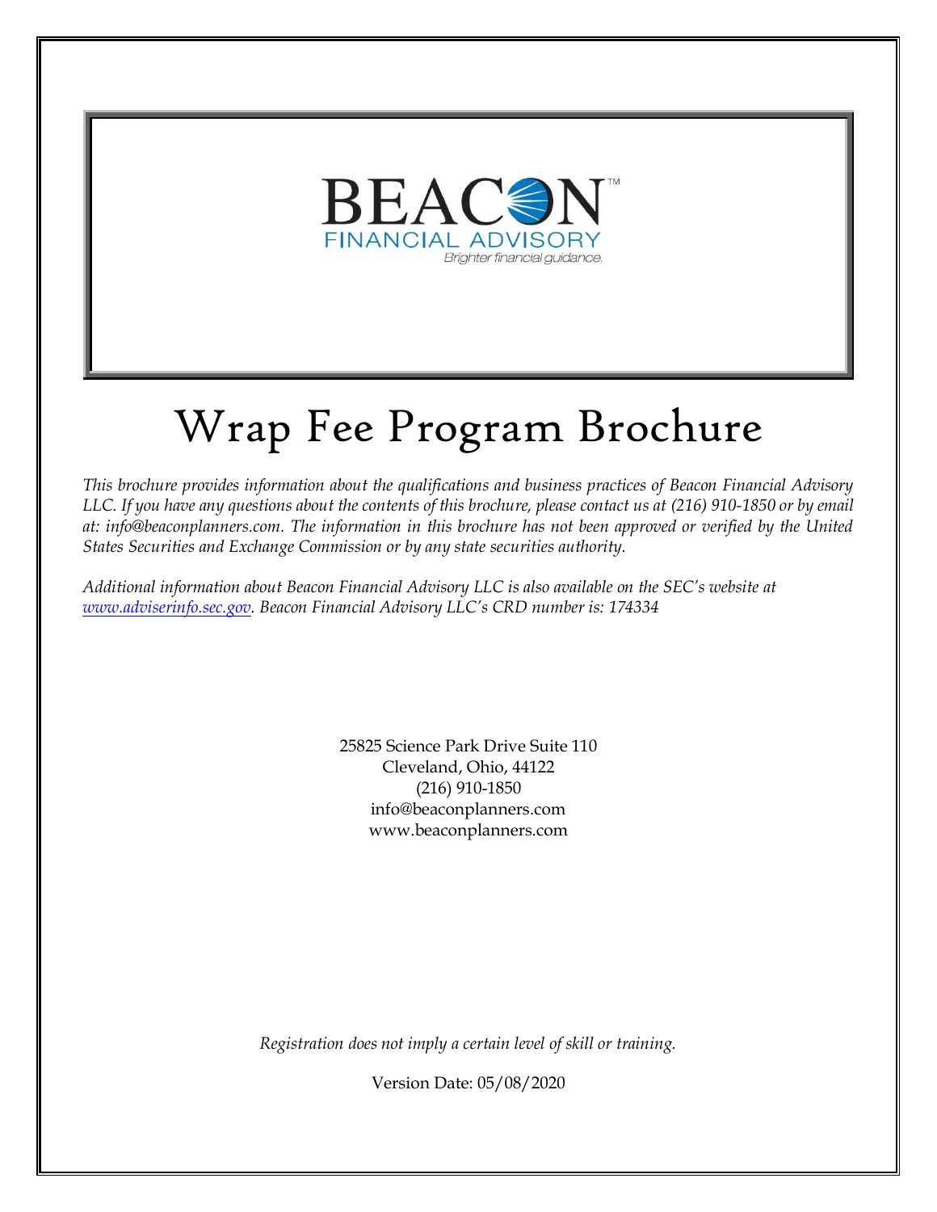BEACON™
FINANCIAL ADVISORY
Brighter financial guidance.

# Wrap Fee Program Brochure

*This brochure provides information about the qualifications and business practices of Beacon Financial Advisory LLC. If you have any questions about the contents of this brochure, please contact us at (216) 910-1850 or by email at: info@beaconplanners.com. The information in this brochure has not been approved or verified by the United States Securities and Exchange Commission or by any state securities authority.*

*Additional information about Beacon Financial Advisory LLC is also available on the SEC's website at [www.adviserinfo.sec.gov](www.adviserinfo.sec.gov). Beacon Financial Advisory LLC's CRD number is: 174334*

25825 Science Park Drive Suite 110
Cleveland, Ohio, 44122
(216) 910-1850
info@beaconplanners.com
www.beaconplanners.com

*Registration does not imply a certain level of skill or training.*

Version Date: 05/08/2020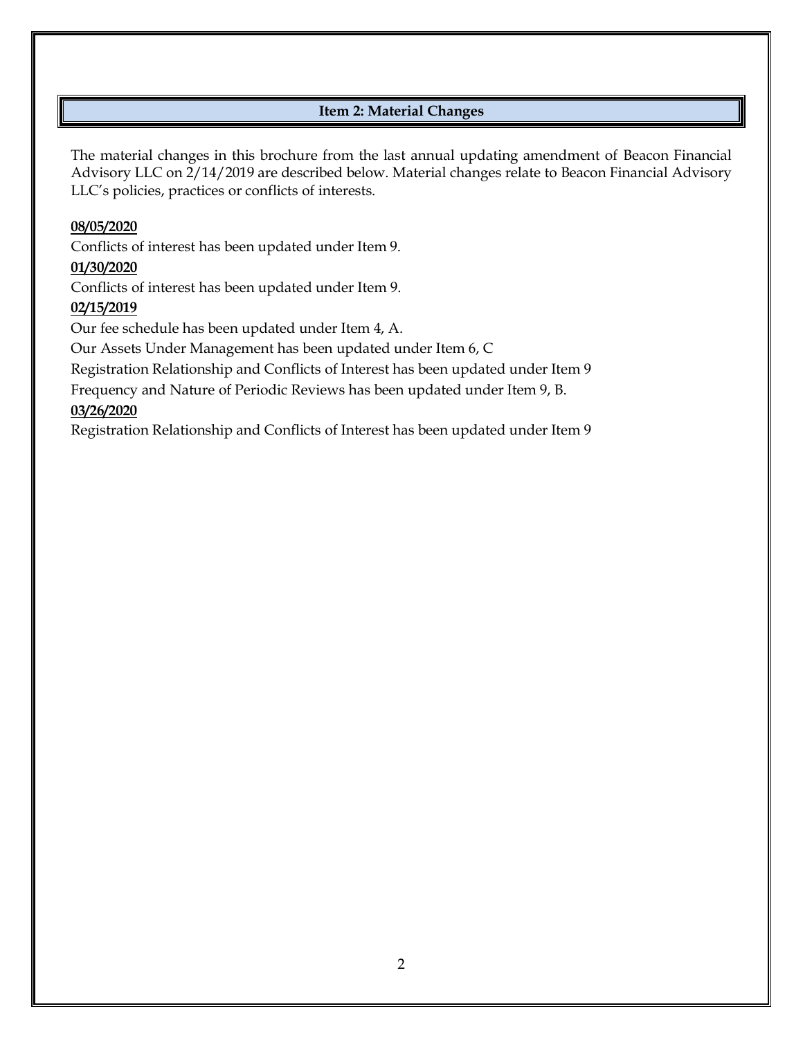## Item 2: Material Changes

The material changes in this brochure from the last annual updating amendment of Beacon Financial Advisory LLC on 2/14/2019 are described below. Material changes relate to Beacon Financial Advisory LLC's policies, practices or conflicts of interests.

**08/05/2020**

Conflicts of interest has been updated under Item 9.

**01/30/2020**

Conflicts of interest has been updated under Item 9.

**02/15/2019**

Our fee schedule has been updated under Item 4, A.

Our Assets Under Management has been updated under Item 6, C

Registration Relationship and Conflicts of Interest has been updated under Item 9

Frequency and Nature of Periodic Reviews has been updated under Item 9, B.

**03/26/2020**

Registration Relationship and Conflicts of Interest has been updated under Item 9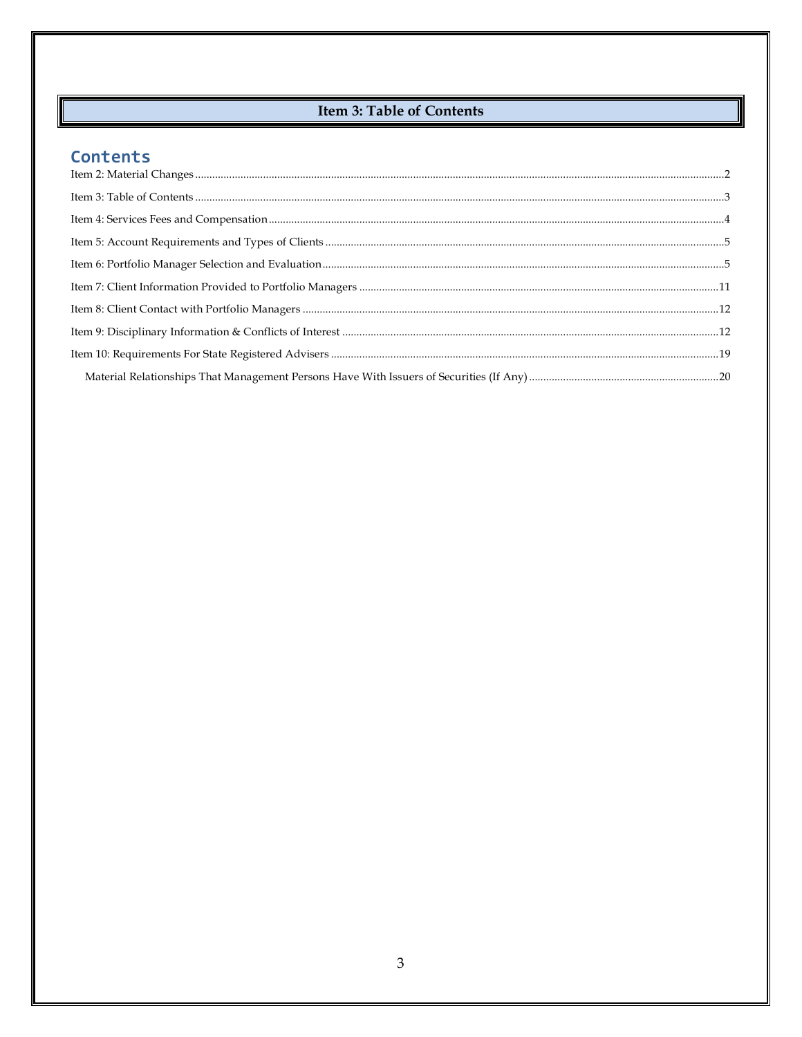# Item 3: Table of Contents

## Contents

Item 2: Material Changes ....................................................................................................................................................................................2

Item 3: Table of Contents ....................................................................................................................................................................................3

Item 4: Services Fees and Compensation ...................................................................................................................................................4

Item 5: Account Requirements and Types of Clients ..............................................................................................................................5

Item 6: Portfolio Manager Selection and Evaluation ...............................................................................................................................5

Item 7: Client Information Provided to Portfolio Managers ...............................................................................................................11

Item 8: Client Contact with Portfolio Managers .....................................................................................................................................12

Item 9: Disciplinary Information & Conflicts of Interest ......................................................................................................................12

Item 10: Requirements For State Registered Advisers ..........................................................................................................................19

Material Relationships That Management Persons Have With Issuers of Securities (If Any) ....................................................................20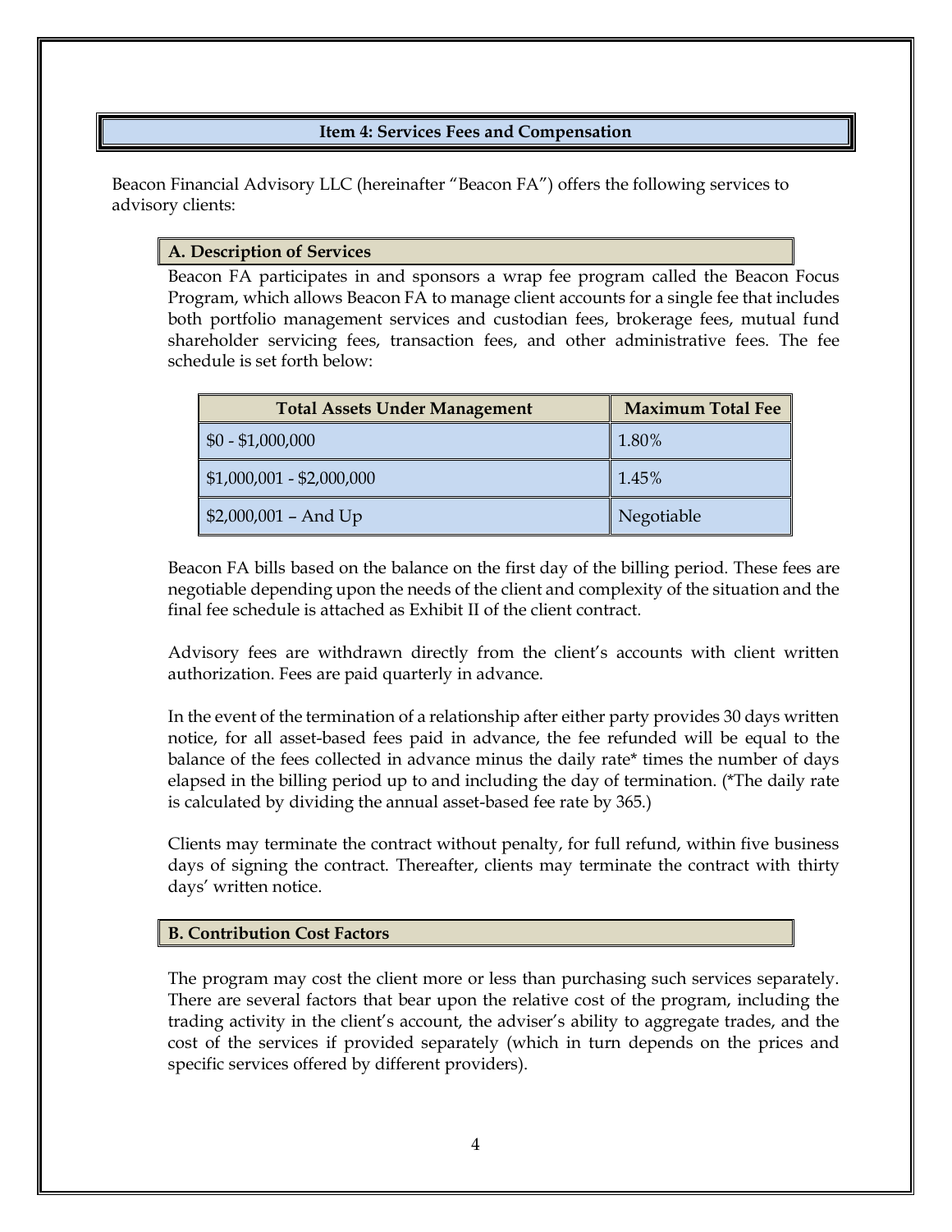## Item 4: Services Fees and Compensation

Beacon Financial Advisory LLC (hereinafter "Beacon FA") offers the following services to advisory clients:

### A. Description of Services

Beacon FA participates in and sponsors a wrap fee program called the Beacon Focus Program, which allows Beacon FA to manage client accounts for a single fee that includes both portfolio management services and custodian fees, brokerage fees, mutual fund shareholder servicing fees, transaction fees, and other administrative fees. The fee schedule is set forth below:

| Total Assets Under Management | Maximum Total Fee |
|---|---|
| $0 - $1,000,000 | 1.80% |
| $1,000,001 - $2,000,000 | 1.45% |
| $2,000,001 – And Up | Negotiable |

Beacon FA bills based on the balance on the first day of the billing period. These fees are negotiable depending upon the needs of the client and complexity of the situation and the final fee schedule is attached as Exhibit II of the client contract.

Advisory fees are withdrawn directly from the client's accounts with client written authorization. Fees are paid quarterly in advance.

In the event of the termination of a relationship after either party provides 30 days written notice, for all asset-based fees paid in advance, the fee refunded will be equal to the balance of the fees collected in advance minus the daily rate* times the number of days elapsed in the billing period up to and including the day of termination. (*The daily rate is calculated by dividing the annual asset-based fee rate by 365.)

Clients may terminate the contract without penalty, for full refund, within five business days of signing the contract. Thereafter, clients may terminate the contract with thirty days' written notice.

### B. Contribution Cost Factors

The program may cost the client more or less than purchasing such services separately. There are several factors that bear upon the relative cost of the program, including the trading activity in the client's account, the adviser's ability to aggregate trades, and the cost of the services if provided separately (which in turn depends on the prices and specific services offered by different providers).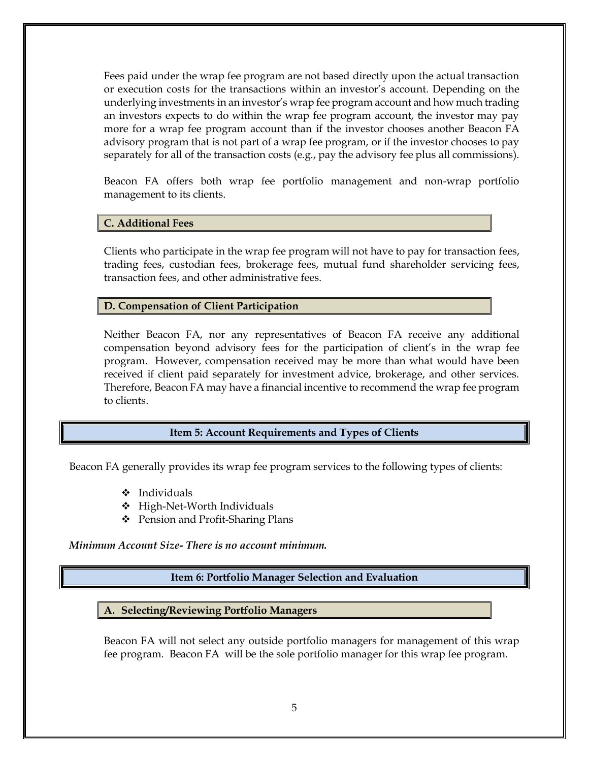Fees paid under the wrap fee program are not based directly upon the actual transaction or execution costs for the transactions within an investor's account. Depending on the underlying investments in an investor's wrap fee program account and how much trading an investors expects to do within the wrap fee program account, the investor may pay more for a wrap fee program account than if the investor chooses another Beacon FA advisory program that is not part of a wrap fee program, or if the investor chooses to pay separately for all of the transaction costs (e.g., pay the advisory fee plus all commissions).

Beacon FA offers both wrap fee portfolio management and non-wrap portfolio management to its clients.

### C. Additional Fees

Clients who participate in the wrap fee program will not have to pay for transaction fees, trading fees, custodian fees, brokerage fees, mutual fund shareholder servicing fees, transaction fees, and other administrative fees.

### D. Compensation of Client Participation

Neither Beacon FA, nor any representatives of Beacon FA receive any additional compensation beyond advisory fees for the participation of client's in the wrap fee program. However, compensation received may be more than what would have been received if client paid separately for investment advice, brokerage, and other services. Therefore, Beacon FA may have a financial incentive to recommend the wrap fee program to clients.

## Item 5: Account Requirements and Types of Clients

Beacon FA generally provides its wrap fee program services to the following types of clients:

- Individuals
- High-Net-Worth Individuals
- Pension and Profit-Sharing Plans

***Minimum Account Size- There is no account minimum.***

## Item 6: Portfolio Manager Selection and Evaluation

### A. Selecting/Reviewing Portfolio Managers

Beacon FA will not select any outside portfolio managers for management of this wrap fee program. Beacon FA will be the sole portfolio manager for this wrap fee program.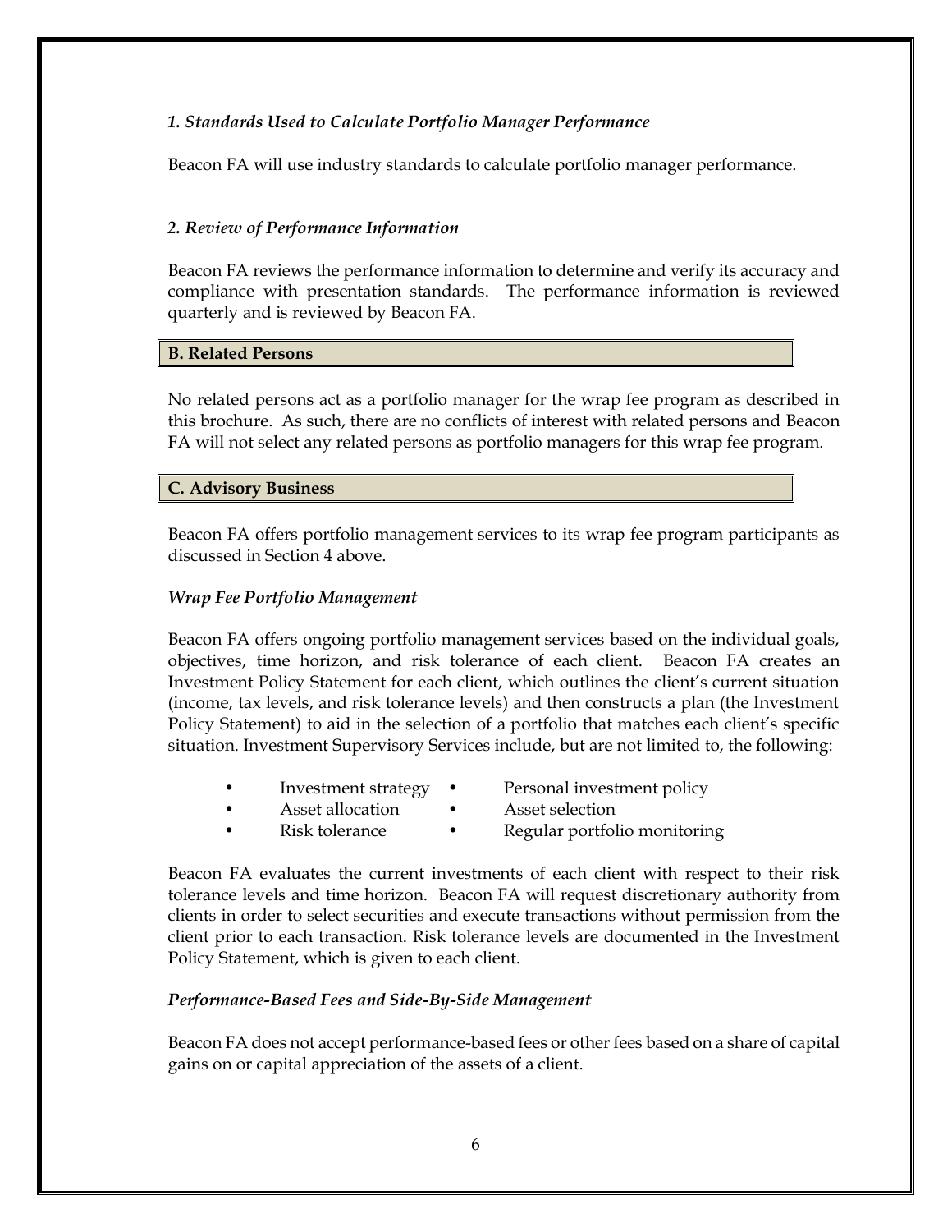### *1. Standards Used to Calculate Portfolio Manager Performance*

Beacon FA will use industry standards to calculate portfolio manager performance.

### *2. Review of Performance Information*

Beacon FA reviews the performance information to determine and verify its accuracy and compliance with presentation standards. The performance information is reviewed quarterly and is reviewed by Beacon FA.

## B. Related Persons

No related persons act as a portfolio manager for the wrap fee program as described in this brochure. As such, there are no conflicts of interest with related persons and Beacon FA will not select any related persons as portfolio managers for this wrap fee program.

## C. Advisory Business

Beacon FA offers portfolio management services to its wrap fee program participants as discussed in Section 4 above.

### *Wrap Fee Portfolio Management*

Beacon FA offers ongoing portfolio management services based on the individual goals, objectives, time horizon, and risk tolerance of each client. Beacon FA creates an Investment Policy Statement for each client, which outlines the client's current situation (income, tax levels, and risk tolerance levels) and then constructs a plan (the Investment Policy Statement) to aid in the selection of a portfolio that matches each client's specific situation. Investment Supervisory Services include, but are not limited to, the following:

- Investment strategy
- Personal investment policy
- Asset allocation
- Asset selection
- Risk tolerance
- Regular portfolio monitoring

Beacon FA evaluates the current investments of each client with respect to their risk tolerance levels and time horizon. Beacon FA will request discretionary authority from clients in order to select securities and execute transactions without permission from the client prior to each transaction. Risk tolerance levels are documented in the Investment Policy Statement, which is given to each client.

### *Performance-Based Fees and Side-By-Side Management*

Beacon FA does not accept performance-based fees or other fees based on a share of capital gains on or capital appreciation of the assets of a client.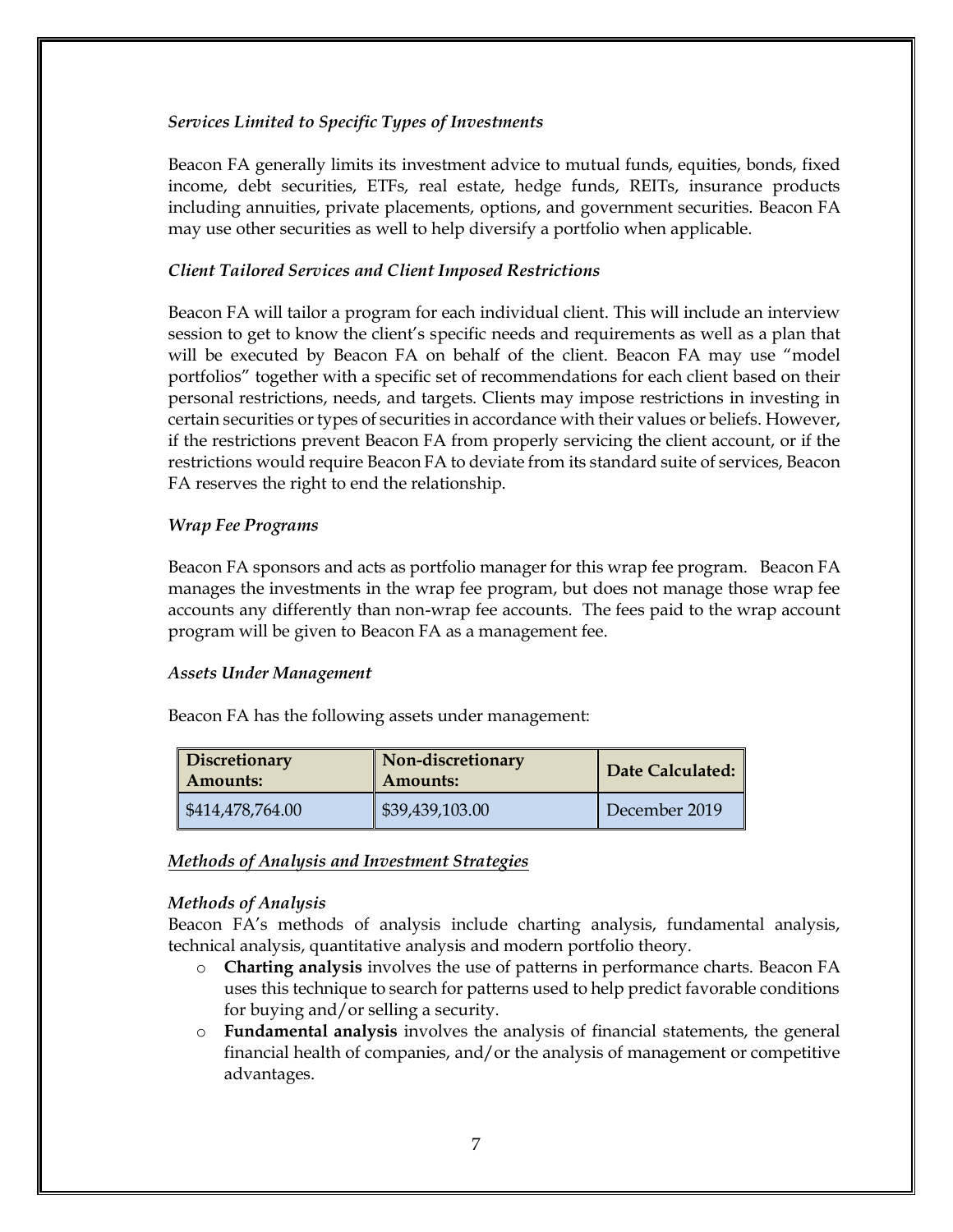*Services Limited to Specific Types of Investments*

Beacon FA generally limits its investment advice to mutual funds, equities, bonds, fixed income, debt securities, ETFs, real estate, hedge funds, REITs, insurance products including annuities, private placements, options, and government securities. Beacon FA may use other securities as well to help diversify a portfolio when applicable.

*Client Tailored Services and Client Imposed Restrictions*

Beacon FA will tailor a program for each individual client. This will include an interview session to get to know the client's specific needs and requirements as well as a plan that will be executed by Beacon FA on behalf of the client. Beacon FA may use "model portfolios" together with a specific set of recommendations for each client based on their personal restrictions, needs, and targets. Clients may impose restrictions in investing in certain securities or types of securities in accordance with their values or beliefs. However, if the restrictions prevent Beacon FA from properly servicing the client account, or if the restrictions would require Beacon FA to deviate from its standard suite of services, Beacon FA reserves the right to end the relationship.

*Wrap Fee Programs*

Beacon FA sponsors and acts as portfolio manager for this wrap fee program. Beacon FA manages the investments in the wrap fee program, but does not manage those wrap fee accounts any differently than non-wrap fee accounts. The fees paid to the wrap account program will be given to Beacon FA as a management fee.

*Assets Under Management*

Beacon FA has the following assets under management:

| Discretionary Amounts: | Non-discretionary Amounts: | Date Calculated: |
|---|---|---|
| $414,478,764.00 | $39,439,103.00 | December 2019 |

***<u>Methods of Analysis and Investment Strategies</u>***

*Methods of Analysis*

Beacon FA's methods of analysis include charting analysis, fundamental analysis, technical analysis, quantitative analysis and modern portfolio theory.

- **Charting analysis** involves the use of patterns in performance charts. Beacon FA uses this technique to search for patterns used to help predict favorable conditions for buying and/or selling a security.
- **Fundamental analysis** involves the analysis of financial statements, the general financial health of companies, and/or the analysis of management or competitive advantages.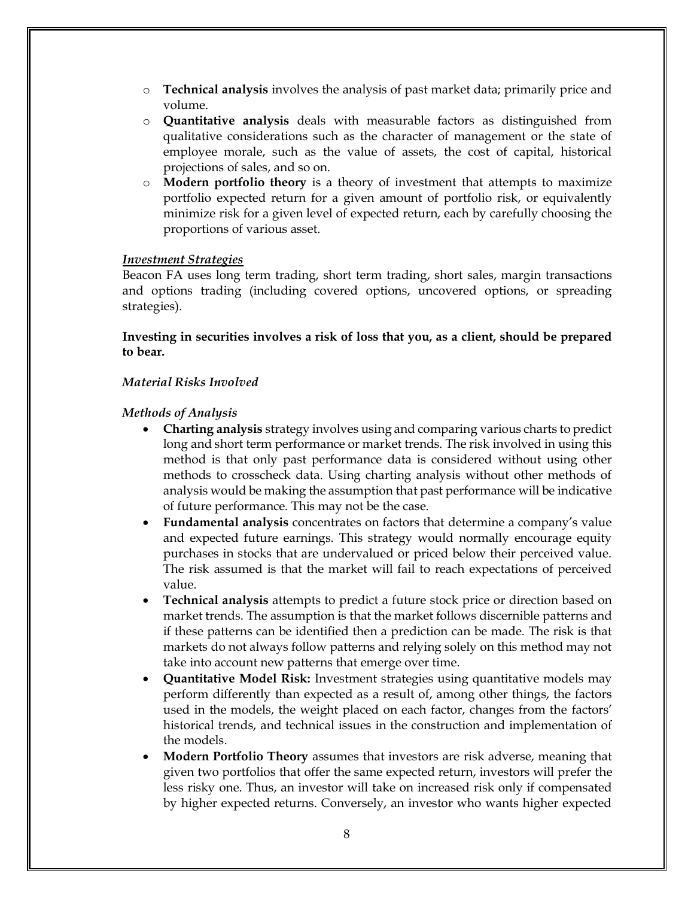- **Technical analysis** involves the analysis of past market data; primarily price and volume.
- **Quantitative analysis** deals with measurable factors as distinguished from qualitative considerations such as the character of management or the state of employee morale, such as the value of assets, the cost of capital, historical projections of sales, and so on.
- **Modern portfolio theory** is a theory of investment that attempts to maximize portfolio expected return for a given amount of portfolio risk, or equivalently minimize risk for a given level of expected return, each by carefully choosing the proportions of various asset.

***Investment Strategies***

Beacon FA uses long term trading, short term trading, short sales, margin transactions and options trading (including covered options, uncovered options, or spreading strategies).

**Investing in securities involves a risk of loss that you, as a client, should be prepared to bear.**

*Material Risks Involved*

*Methods of Analysis*

- **Charting analysis** strategy involves using and comparing various charts to predict long and short term performance or market trends. The risk involved in using this method is that only past performance data is considered without using other methods to crosscheck data. Using charting analysis without other methods of analysis would be making the assumption that past performance will be indicative of future performance. This may not be the case.
- **Fundamental analysis** concentrates on factors that determine a company's value and expected future earnings. This strategy would normally encourage equity purchases in stocks that are undervalued or priced below their perceived value. The risk assumed is that the market will fail to reach expectations of perceived value.
- **Technical analysis** attempts to predict a future stock price or direction based on market trends. The assumption is that the market follows discernible patterns and if these patterns can be identified then a prediction can be made. The risk is that markets do not always follow patterns and relying solely on this method may not take into account new patterns that emerge over time.
- **Quantitative Model Risk:** Investment strategies using quantitative models may perform differently than expected as a result of, among other things, the factors used in the models, the weight placed on each factor, changes from the factors' historical trends, and technical issues in the construction and implementation of the models.
- **Modern Portfolio Theory** assumes that investors are risk adverse, meaning that given two portfolios that offer the same expected return, investors will prefer the less risky one. Thus, an investor will take on increased risk only if compensated by higher expected returns. Conversely, an investor who wants higher expected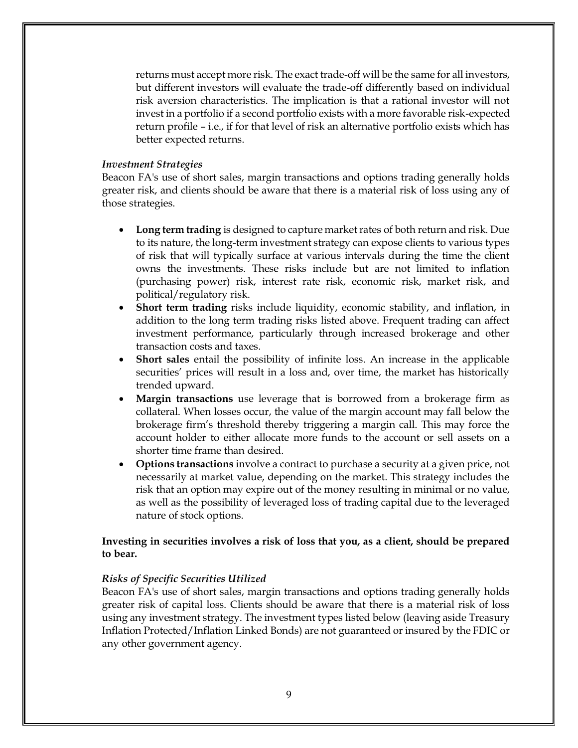returns must accept more risk. The exact trade-off will be the same for all investors, but different investors will evaluate the trade-off differently based on individual risk aversion characteristics. The implication is that a rational investor will not invest in a portfolio if a second portfolio exists with a more favorable risk-expected return profile – i.e., if for that level of risk an alternative portfolio exists which has better expected returns.

### *Investment Strategies*

Beacon FA's use of short sales, margin transactions and options trading generally holds greater risk, and clients should be aware that there is a material risk of loss using any of those strategies.

- **Long term trading** is designed to capture market rates of both return and risk. Due to its nature, the long-term investment strategy can expose clients to various types of risk that will typically surface at various intervals during the time the client owns the investments. These risks include but are not limited to inflation (purchasing power) risk, interest rate risk, economic risk, market risk, and political/regulatory risk.
- **Short term trading** risks include liquidity, economic stability, and inflation, in addition to the long term trading risks listed above. Frequent trading can affect investment performance, particularly through increased brokerage and other transaction costs and taxes.
- **Short sales** entail the possibility of infinite loss. An increase in the applicable securities' prices will result in a loss and, over time, the market has historically trended upward.
- **Margin transactions** use leverage that is borrowed from a brokerage firm as collateral. When losses occur, the value of the margin account may fall below the brokerage firm's threshold thereby triggering a margin call. This may force the account holder to either allocate more funds to the account or sell assets on a shorter time frame than desired.
- **Options transactions** involve a contract to purchase a security at a given price, not necessarily at market value, depending on the market. This strategy includes the risk that an option may expire out of the money resulting in minimal or no value, as well as the possibility of leveraged loss of trading capital due to the leveraged nature of stock options.

**Investing in securities involves a risk of loss that you, as a client, should be prepared to bear.**

### *Risks of Specific Securities Utilized*

Beacon FA's use of short sales, margin transactions and options trading generally holds greater risk of capital loss. Clients should be aware that there is a material risk of loss using any investment strategy. The investment types listed below (leaving aside Treasury Inflation Protected/Inflation Linked Bonds) are not guaranteed or insured by the FDIC or any other government agency.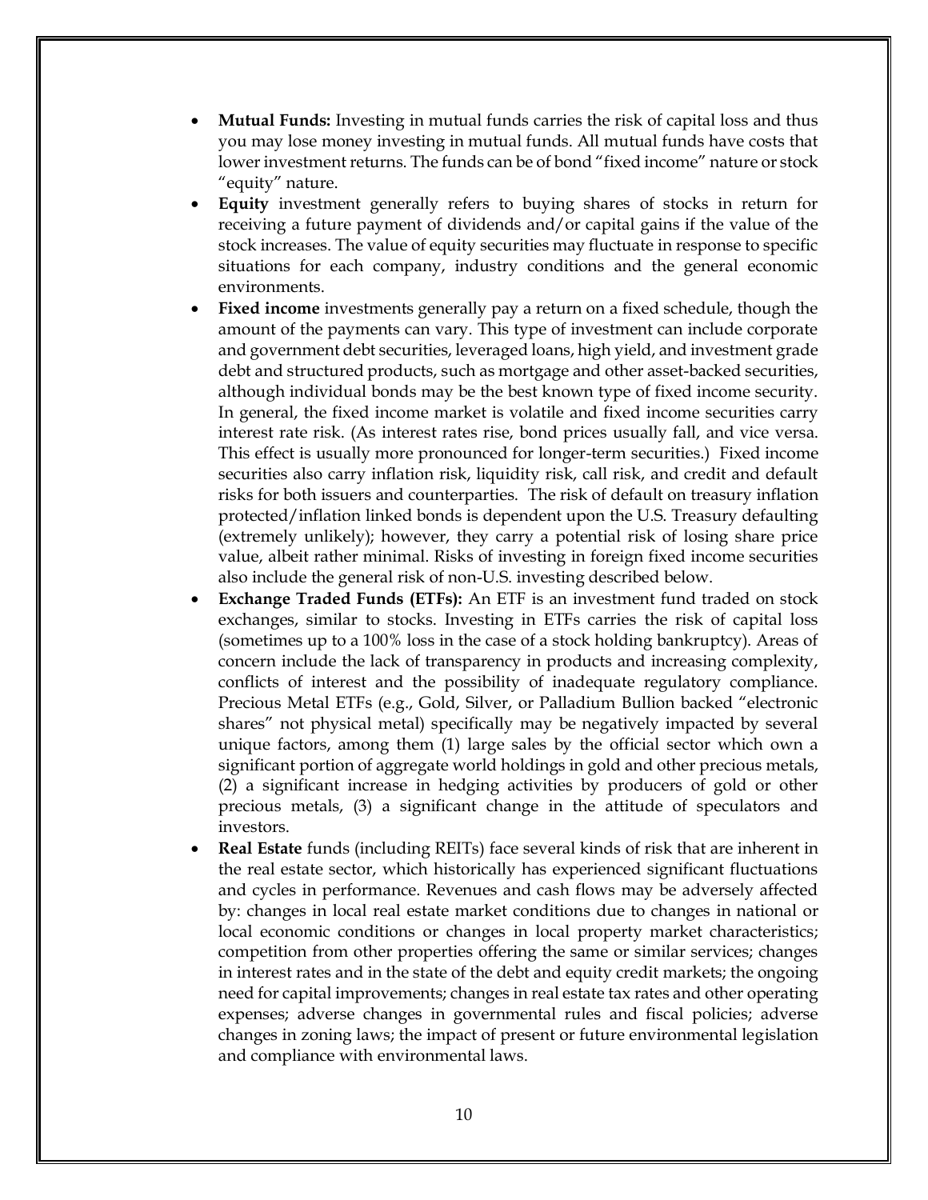- **Mutual Funds:** Investing in mutual funds carries the risk of capital loss and thus you may lose money investing in mutual funds. All mutual funds have costs that lower investment returns. The funds can be of bond "fixed income" nature or stock "equity" nature.
- **Equity** investment generally refers to buying shares of stocks in return for receiving a future payment of dividends and/or capital gains if the value of the stock increases. The value of equity securities may fluctuate in response to specific situations for each company, industry conditions and the general economic environments.
- **Fixed income** investments generally pay a return on a fixed schedule, though the amount of the payments can vary. This type of investment can include corporate and government debt securities, leveraged loans, high yield, and investment grade debt and structured products, such as mortgage and other asset-backed securities, although individual bonds may be the best known type of fixed income security. In general, the fixed income market is volatile and fixed income securities carry interest rate risk. (As interest rates rise, bond prices usually fall, and vice versa. This effect is usually more pronounced for longer-term securities.) Fixed income securities also carry inflation risk, liquidity risk, call risk, and credit and default risks for both issuers and counterparties. The risk of default on treasury inflation protected/inflation linked bonds is dependent upon the U.S. Treasury defaulting (extremely unlikely); however, they carry a potential risk of losing share price value, albeit rather minimal. Risks of investing in foreign fixed income securities also include the general risk of non-U.S. investing described below.
- **Exchange Traded Funds (ETFs):** An ETF is an investment fund traded on stock exchanges, similar to stocks. Investing in ETFs carries the risk of capital loss (sometimes up to a 100% loss in the case of a stock holding bankruptcy). Areas of concern include the lack of transparency in products and increasing complexity, conflicts of interest and the possibility of inadequate regulatory compliance. Precious Metal ETFs (e.g., Gold, Silver, or Palladium Bullion backed "electronic shares" not physical metal) specifically may be negatively impacted by several unique factors, among them (1) large sales by the official sector which own a significant portion of aggregate world holdings in gold and other precious metals, (2) a significant increase in hedging activities by producers of gold or other precious metals, (3) a significant change in the attitude of speculators and investors.
- **Real Estate** funds (including REITs) face several kinds of risk that are inherent in the real estate sector, which historically has experienced significant fluctuations and cycles in performance. Revenues and cash flows may be adversely affected by: changes in local real estate market conditions due to changes in national or local economic conditions or changes in local property market characteristics; competition from other properties offering the same or similar services; changes in interest rates and in the state of the debt and equity credit markets; the ongoing need for capital improvements; changes in real estate tax rates and other operating expenses; adverse changes in governmental rules and fiscal policies; adverse changes in zoning laws; the impact of present or future environmental legislation and compliance with environmental laws.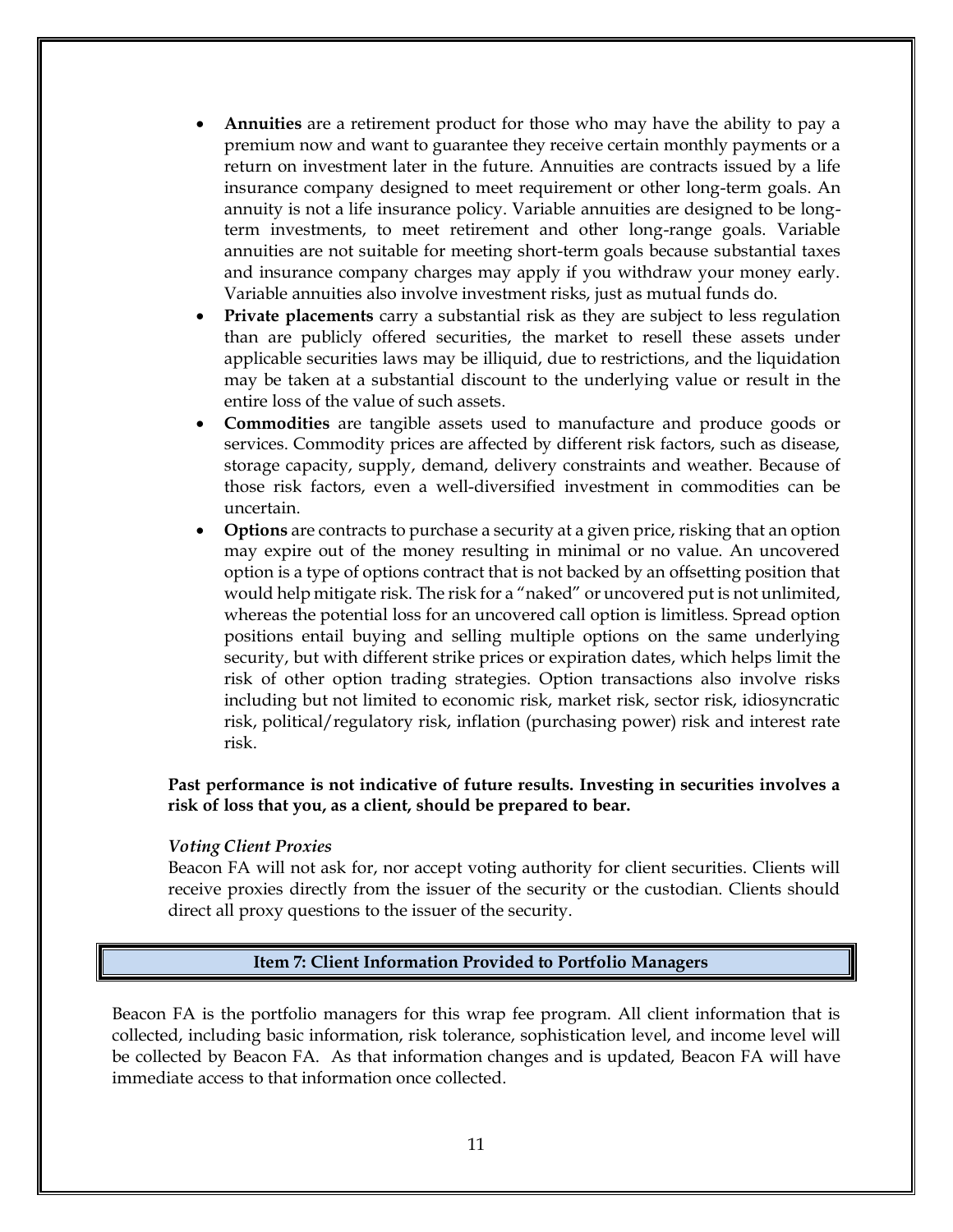- **Annuities** are a retirement product for those who may have the ability to pay a premium now and want to guarantee they receive certain monthly payments or a return on investment later in the future. Annuities are contracts issued by a life insurance company designed to meet requirement or other long-term goals. An annuity is not a life insurance policy. Variable annuities are designed to be long-term investments, to meet retirement and other long-range goals. Variable annuities are not suitable for meeting short-term goals because substantial taxes and insurance company charges may apply if you withdraw your money early. Variable annuities also involve investment risks, just as mutual funds do.
- **Private placements** carry a substantial risk as they are subject to less regulation than are publicly offered securities, the market to resell these assets under applicable securities laws may be illiquid, due to restrictions, and the liquidation may be taken at a substantial discount to the underlying value or result in the entire loss of the value of such assets.
- **Commodities** are tangible assets used to manufacture and produce goods or services. Commodity prices are affected by different risk factors, such as disease, storage capacity, supply, demand, delivery constraints and weather. Because of those risk factors, even a well-diversified investment in commodities can be uncertain.
- **Options** are contracts to purchase a security at a given price, risking that an option may expire out of the money resulting in minimal or no value. An uncovered option is a type of options contract that is not backed by an offsetting position that would help mitigate risk. The risk for a "naked" or uncovered put is not unlimited, whereas the potential loss for an uncovered call option is limitless. Spread option positions entail buying and selling multiple options on the same underlying security, but with different strike prices or expiration dates, which helps limit the risk of other option trading strategies. Option transactions also involve risks including but not limited to economic risk, market risk, sector risk, idiosyncratic risk, political/regulatory risk, inflation (purchasing power) risk and interest rate risk.

**Past performance is not indicative of future results. Investing in securities involves a risk of loss that you, as a client, should be prepared to bear.**

*Voting Client Proxies*

Beacon FA will not ask for, nor accept voting authority for client securities. Clients will receive proxies directly from the issuer of the security or the custodian. Clients should direct all proxy questions to the issuer of the security.

## Item 7: Client Information Provided to Portfolio Managers

Beacon FA is the portfolio managers for this wrap fee program. All client information that is collected, including basic information, risk tolerance, sophistication level, and income level will be collected by Beacon FA. As that information changes and is updated, Beacon FA will have immediate access to that information once collected.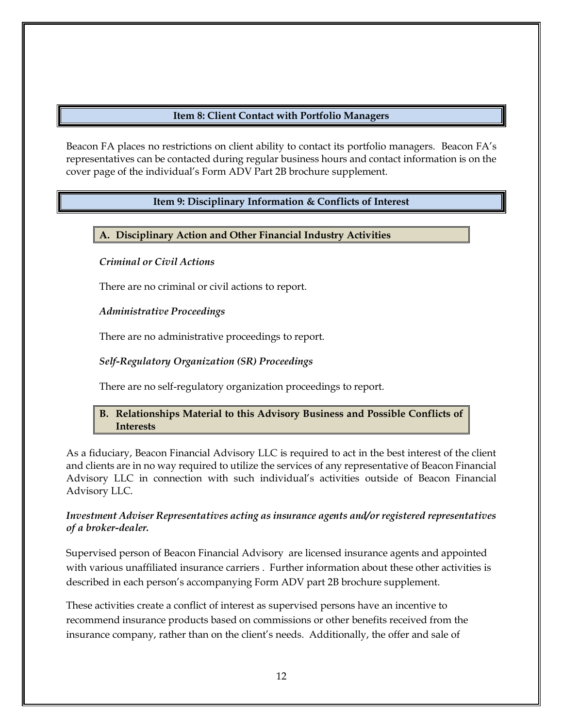## Item 8: Client Contact with Portfolio Managers

Beacon FA places no restrictions on client ability to contact its portfolio managers. Beacon FA's representatives can be contacted during regular business hours and contact information is on the cover page of the individual's Form ADV Part 2B brochure supplement.

## Item 9: Disciplinary Information & Conflicts of Interest

### A. Disciplinary Action and Other Financial Industry Activities

*Criminal or Civil Actions*

There are no criminal or civil actions to report.

*Administrative Proceedings*

There are no administrative proceedings to report.

*Self-Regulatory Organization (SR) Proceedings*

There are no self-regulatory organization proceedings to report.

### B. Relationships Material to this Advisory Business and Possible Conflicts of Interests

As a fiduciary, Beacon Financial Advisory LLC is required to act in the best interest of the client and clients are in no way required to utilize the services of any representative of Beacon Financial Advisory LLC in connection with such individual's activities outside of Beacon Financial Advisory LLC.

***Investment Adviser Representatives acting as insurance agents and/or registered representatives of a broker-dealer.***

Supervised person of Beacon Financial Advisory are licensed insurance agents and appointed with various unaffiliated insurance carriers . Further information about these other activities is described in each person's accompanying Form ADV part 2B brochure supplement.

These activities create a conflict of interest as supervised persons have an incentive to recommend insurance products based on commissions or other benefits received from the insurance company, rather than on the client's needs. Additionally, the offer and sale of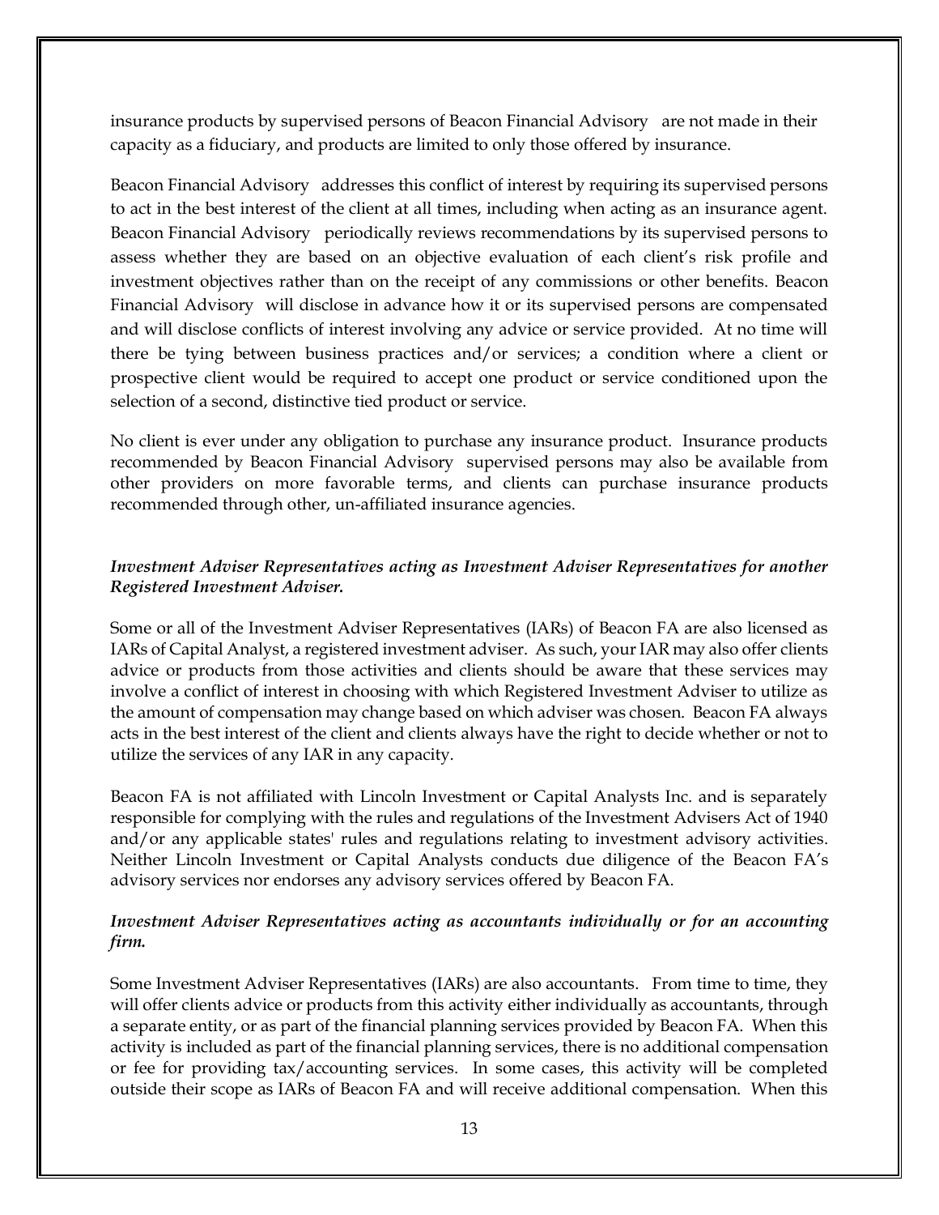insurance products by supervised persons of Beacon Financial Advisory are not made in their capacity as a fiduciary, and products are limited to only those offered by insurance.

Beacon Financial Advisory addresses this conflict of interest by requiring its supervised persons to act in the best interest of the client at all times, including when acting as an insurance agent. Beacon Financial Advisory periodically reviews recommendations by its supervised persons to assess whether they are based on an objective evaluation of each client's risk profile and investment objectives rather than on the receipt of any commissions or other benefits. Beacon Financial Advisory will disclose in advance how it or its supervised persons are compensated and will disclose conflicts of interest involving any advice or service provided. At no time will there be tying between business practices and/or services; a condition where a client or prospective client would be required to accept one product or service conditioned upon the selection of a second, distinctive tied product or service.

No client is ever under any obligation to purchase any insurance product. Insurance products recommended by Beacon Financial Advisory supervised persons may also be available from other providers on more favorable terms, and clients can purchase insurance products recommended through other, un-affiliated insurance agencies.

***Investment Adviser Representatives acting as Investment Adviser Representatives for another Registered Investment Adviser.***

Some or all of the Investment Adviser Representatives (IARs) of Beacon FA are also licensed as IARs of Capital Analyst, a registered investment adviser. As such, your IAR may also offer clients advice or products from those activities and clients should be aware that these services may involve a conflict of interest in choosing with which Registered Investment Adviser to utilize as the amount of compensation may change based on which adviser was chosen. Beacon FA always acts in the best interest of the client and clients always have the right to decide whether or not to utilize the services of any IAR in any capacity.

Beacon FA is not affiliated with Lincoln Investment or Capital Analysts Inc. and is separately responsible for complying with the rules and regulations of the Investment Advisers Act of 1940 and/or any applicable states' rules and regulations relating to investment advisory activities. Neither Lincoln Investment or Capital Analysts conducts due diligence of the Beacon FA's advisory services nor endorses any advisory services offered by Beacon FA.

***Investment Adviser Representatives acting as accountants individually or for an accounting firm.***

Some Investment Adviser Representatives (IARs) are also accountants. From time to time, they will offer clients advice or products from this activity either individually as accountants, through a separate entity, or as part of the financial planning services provided by Beacon FA. When this activity is included as part of the financial planning services, there is no additional compensation or fee for providing tax/accounting services. In some cases, this activity will be completed outside their scope as IARs of Beacon FA and will receive additional compensation. When this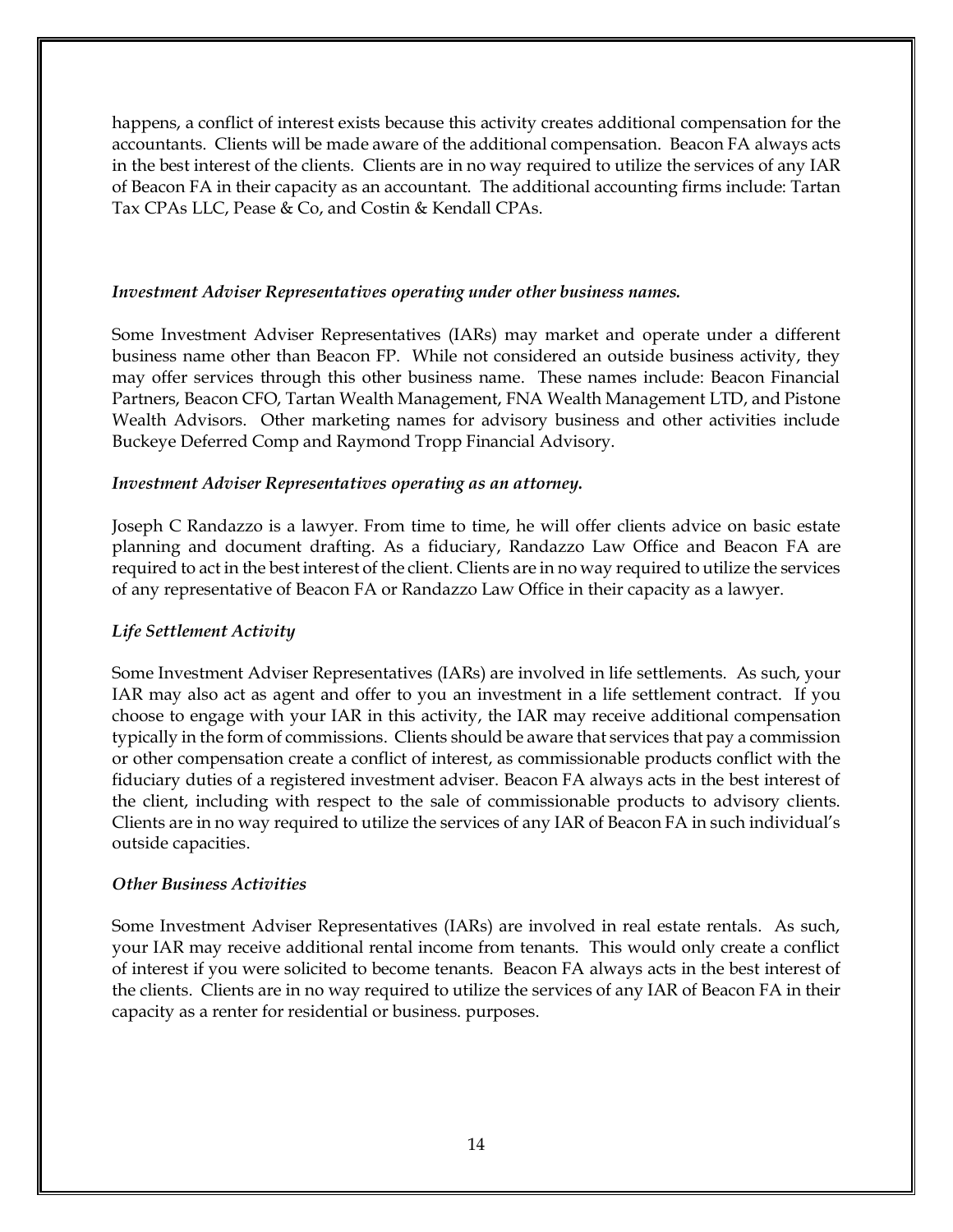happens, a conflict of interest exists because this activity creates additional compensation for the accountants. Clients will be made aware of the additional compensation. Beacon FA always acts in the best interest of the clients. Clients are in no way required to utilize the services of any IAR of Beacon FA in their capacity as an accountant. The additional accounting firms include: Tartan Tax CPAs LLC, Pease & Co, and Costin & Kendall CPAs.

*Investment Adviser Representatives operating under other business names.*

Some Investment Adviser Representatives (IARs) may market and operate under a different business name other than Beacon FP. While not considered an outside business activity, they may offer services through this other business name. These names include: Beacon Financial Partners, Beacon CFO, Tartan Wealth Management, FNA Wealth Management LTD, and Pistone Wealth Advisors. Other marketing names for advisory business and other activities include Buckeye Deferred Comp and Raymond Tropp Financial Advisory.

*Investment Adviser Representatives operating as an attorney.*

Joseph C Randazzo is a lawyer. From time to time, he will offer clients advice on basic estate planning and document drafting. As a fiduciary, Randazzo Law Office and Beacon FA are required to act in the best interest of the client. Clients are in no way required to utilize the services of any representative of Beacon FA or Randazzo Law Office in their capacity as a lawyer.

*Life Settlement Activity*

Some Investment Adviser Representatives (IARs) are involved in life settlements. As such, your IAR may also act as agent and offer to you an investment in a life settlement contract. If you choose to engage with your IAR in this activity, the IAR may receive additional compensation typically in the form of commissions. Clients should be aware that services that pay a commission or other compensation create a conflict of interest, as commissionable products conflict with the fiduciary duties of a registered investment adviser. Beacon FA always acts in the best interest of the client, including with respect to the sale of commissionable products to advisory clients. Clients are in no way required to utilize the services of any IAR of Beacon FA in such individual's outside capacities.

*Other Business Activities*

Some Investment Adviser Representatives (IARs) are involved in real estate rentals. As such, your IAR may receive additional rental income from tenants. This would only create a conflict of interest if you were solicited to become tenants. Beacon FA always acts in the best interest of the clients. Clients are in no way required to utilize the services of any IAR of Beacon FA in their capacity as a renter for residential or business. purposes.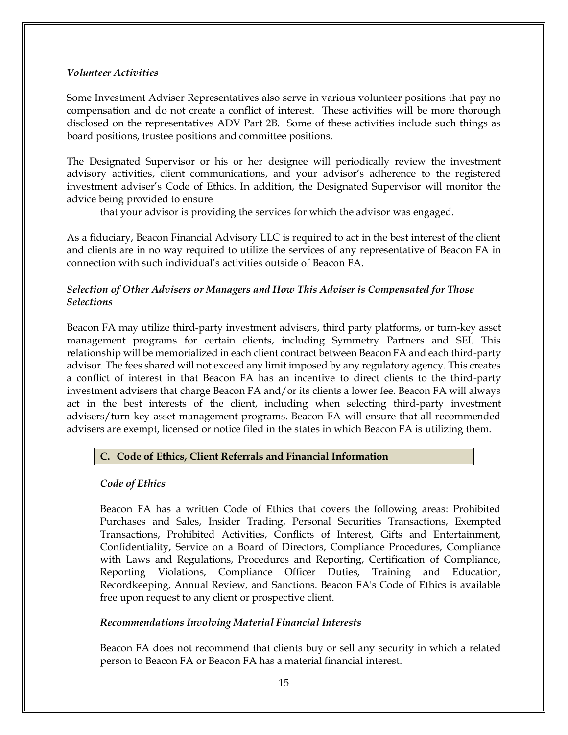*Volunteer Activities*

Some Investment Adviser Representatives also serve in various volunteer positions that pay no compensation and do not create a conflict of interest. These activities will be more thorough disclosed on the representatives ADV Part 2B. Some of these activities include such things as board positions, trustee positions and committee positions.

The Designated Supervisor or his or her designee will periodically review the investment advisory activities, client communications, and your advisor's adherence to the registered investment adviser's Code of Ethics. In addition, the Designated Supervisor will monitor the advice being provided to ensure
that your advisor is providing the services for which the advisor was engaged.

As a fiduciary, Beacon Financial Advisory LLC is required to act in the best interest of the client and clients are in no way required to utilize the services of any representative of Beacon FA in connection with such individual's activities outside of Beacon FA.

*Selection of Other Advisers or Managers and How This Adviser is Compensated for Those Selections*

Beacon FA may utilize third-party investment advisers, third party platforms, or turn-key asset management programs for certain clients, including Symmetry Partners and SEI. This relationship will be memorialized in each client contract between Beacon FA and each third-party advisor. The fees shared will not exceed any limit imposed by any regulatory agency. This creates a conflict of interest in that Beacon FA has an incentive to direct clients to the third-party investment advisers that charge Beacon FA and/or its clients a lower fee. Beacon FA will always act in the best interests of the client, including when selecting third-party investment advisers/turn-key asset management programs. Beacon FA will ensure that all recommended advisers are exempt, licensed or notice filed in the states in which Beacon FA is utilizing them.

## C. Code of Ethics, Client Referrals and Financial Information

*Code of Ethics*

Beacon FA has a written Code of Ethics that covers the following areas: Prohibited Purchases and Sales, Insider Trading, Personal Securities Transactions, Exempted Transactions, Prohibited Activities, Conflicts of Interest, Gifts and Entertainment, Confidentiality, Service on a Board of Directors, Compliance Procedures, Compliance with Laws and Regulations, Procedures and Reporting, Certification of Compliance, Reporting Violations, Compliance Officer Duties, Training and Education, Recordkeeping, Annual Review, and Sanctions. Beacon FA's Code of Ethics is available free upon request to any client or prospective client.

*Recommendations Involving Material Financial Interests*

Beacon FA does not recommend that clients buy or sell any security in which a related person to Beacon FA or Beacon FA has a material financial interest.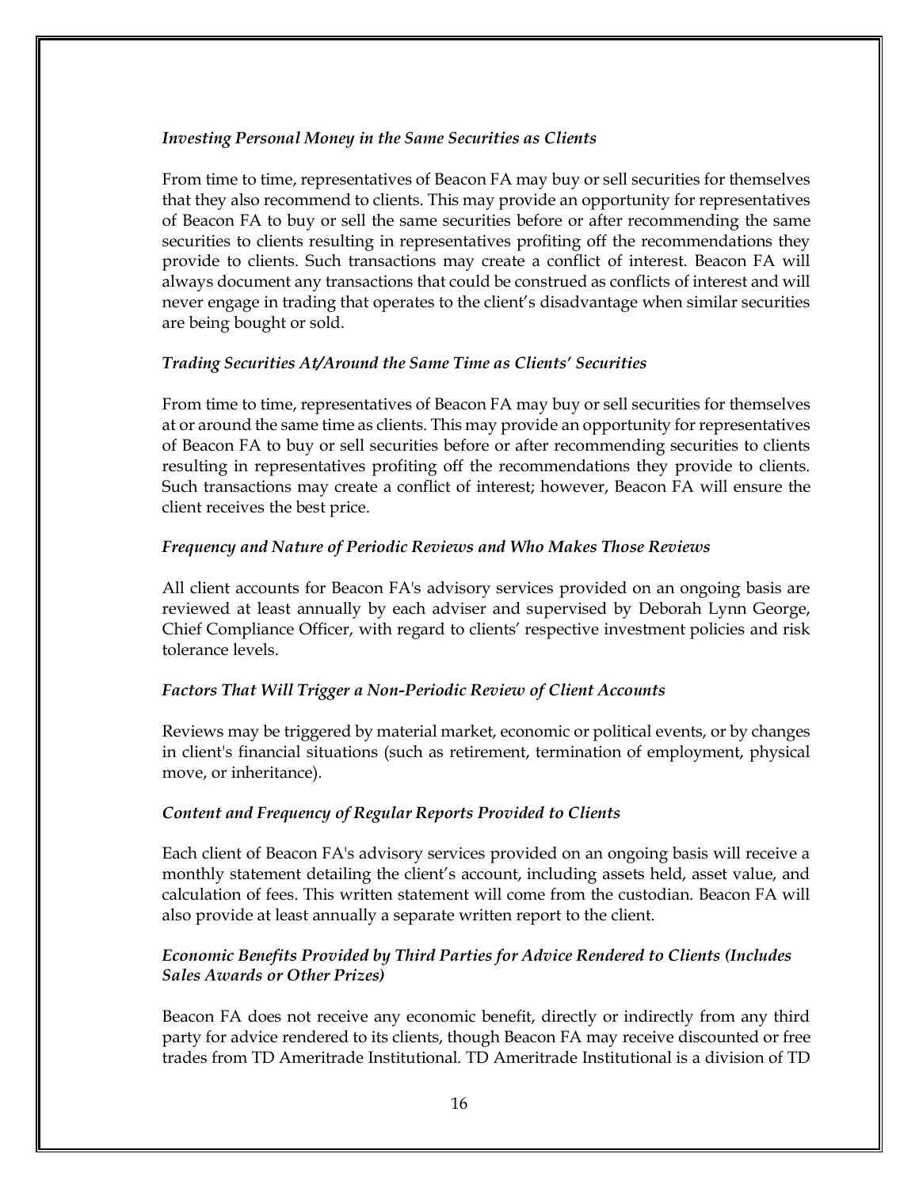*Investing Personal Money in the Same Securities as Clients*

From time to time, representatives of Beacon FA may buy or sell securities for themselves that they also recommend to clients. This may provide an opportunity for representatives of Beacon FA to buy or sell the same securities before or after recommending the same securities to clients resulting in representatives profiting off the recommendations they provide to clients. Such transactions may create a conflict of interest. Beacon FA will always document any transactions that could be construed as conflicts of interest and will never engage in trading that operates to the client's disadvantage when similar securities are being bought or sold.

*Trading Securities At/Around the Same Time as Clients' Securities*

From time to time, representatives of Beacon FA may buy or sell securities for themselves at or around the same time as clients. This may provide an opportunity for representatives of Beacon FA to buy or sell securities before or after recommending securities to clients resulting in representatives profiting off the recommendations they provide to clients. Such transactions may create a conflict of interest; however, Beacon FA will ensure the client receives the best price.

*Frequency and Nature of Periodic Reviews and Who Makes Those Reviews*

All client accounts for Beacon FA's advisory services provided on an ongoing basis are reviewed at least annually by each adviser and supervised by Deborah Lynn George, Chief Compliance Officer, with regard to clients' respective investment policies and risk tolerance levels.

*Factors That Will Trigger a Non-Periodic Review of Client Accounts*

Reviews may be triggered by material market, economic or political events, or by changes in client's financial situations (such as retirement, termination of employment, physical move, or inheritance).

*Content and Frequency of Regular Reports Provided to Clients*

Each client of Beacon FA's advisory services provided on an ongoing basis will receive a monthly statement detailing the client's account, including assets held, asset value, and calculation of fees. This written statement will come from the custodian. Beacon FA will also provide at least annually a separate written report to the client.

*Economic Benefits Provided by Third Parties for Advice Rendered to Clients (Includes Sales Awards or Other Prizes)*

Beacon FA does not receive any economic benefit, directly or indirectly from any third party for advice rendered to its clients, though Beacon FA may receive discounted or free trades from TD Ameritrade Institutional. TD Ameritrade Institutional is a division of TD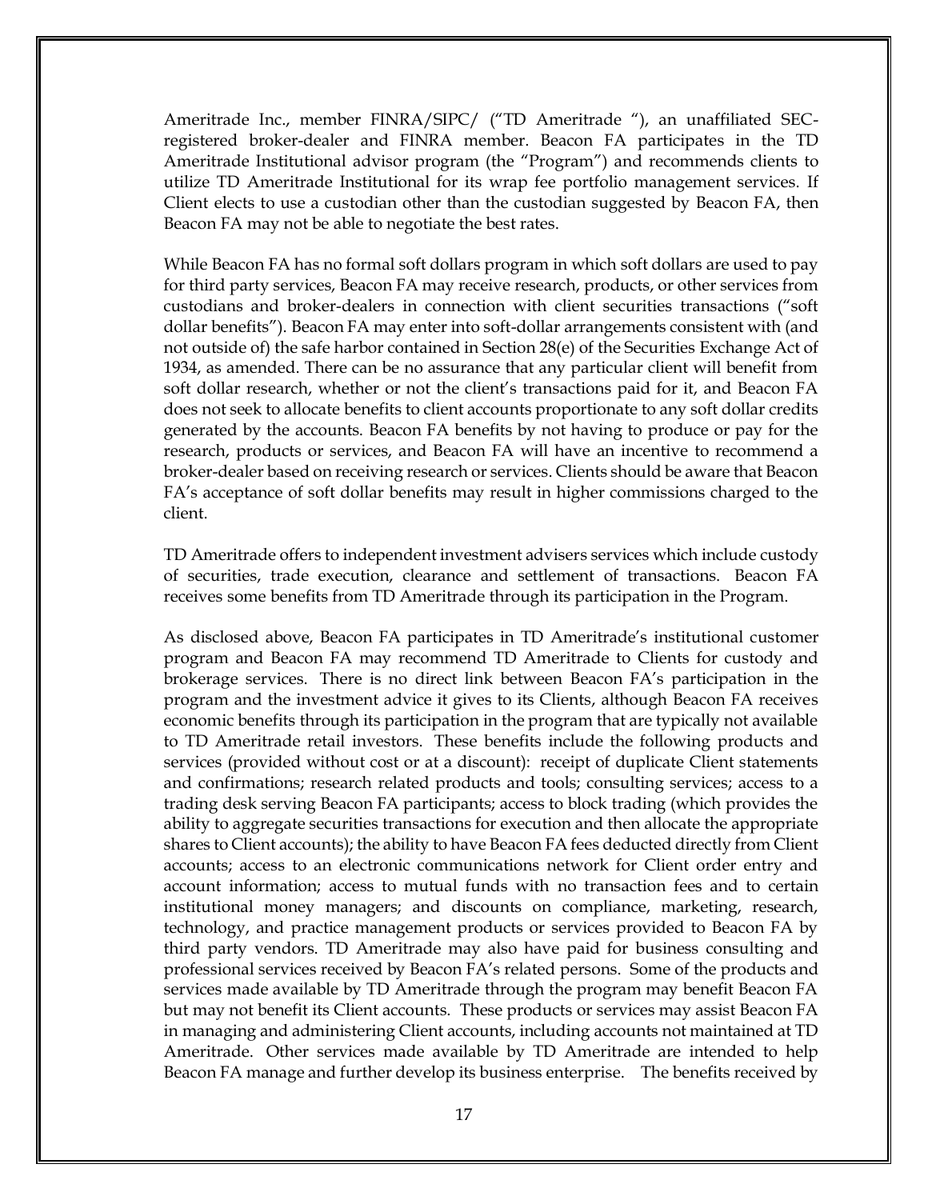Ameritrade Inc., member FINRA/SIPC/ ("TD Ameritrade "), an unaffiliated SEC-registered broker-dealer and FINRA member. Beacon FA participates in the TD Ameritrade Institutional advisor program (the "Program") and recommends clients to utilize TD Ameritrade Institutional for its wrap fee portfolio management services. If Client elects to use a custodian other than the custodian suggested by Beacon FA, then Beacon FA may not be able to negotiate the best rates.

While Beacon FA has no formal soft dollars program in which soft dollars are used to pay for third party services, Beacon FA may receive research, products, or other services from custodians and broker-dealers in connection with client securities transactions ("soft dollar benefits"). Beacon FA may enter into soft-dollar arrangements consistent with (and not outside of) the safe harbor contained in Section 28(e) of the Securities Exchange Act of 1934, as amended. There can be no assurance that any particular client will benefit from soft dollar research, whether or not the client's transactions paid for it, and Beacon FA does not seek to allocate benefits to client accounts proportionate to any soft dollar credits generated by the accounts. Beacon FA benefits by not having to produce or pay for the research, products or services, and Beacon FA will have an incentive to recommend a broker-dealer based on receiving research or services. Clients should be aware that Beacon FA's acceptance of soft dollar benefits may result in higher commissions charged to the client.

TD Ameritrade offers to independent investment advisers services which include custody of securities, trade execution, clearance and settlement of transactions. Beacon FA receives some benefits from TD Ameritrade through its participation in the Program.

As disclosed above, Beacon FA participates in TD Ameritrade's institutional customer program and Beacon FA may recommend TD Ameritrade to Clients for custody and brokerage services. There is no direct link between Beacon FA's participation in the program and the investment advice it gives to its Clients, although Beacon FA receives economic benefits through its participation in the program that are typically not available to TD Ameritrade retail investors. These benefits include the following products and services (provided without cost or at a discount): receipt of duplicate Client statements and confirmations; research related products and tools; consulting services; access to a trading desk serving Beacon FA participants; access to block trading (which provides the ability to aggregate securities transactions for execution and then allocate the appropriate shares to Client accounts); the ability to have Beacon FA fees deducted directly from Client accounts; access to an electronic communications network for Client order entry and account information; access to mutual funds with no transaction fees and to certain institutional money managers; and discounts on compliance, marketing, research, technology, and practice management products or services provided to Beacon FA by third party vendors. TD Ameritrade may also have paid for business consulting and professional services received by Beacon FA's related persons. Some of the products and services made available by TD Ameritrade through the program may benefit Beacon FA but may not benefit its Client accounts. These products or services may assist Beacon FA in managing and administering Client accounts, including accounts not maintained at TD Ameritrade. Other services made available by TD Ameritrade are intended to help Beacon FA manage and further develop its business enterprise. The benefits received by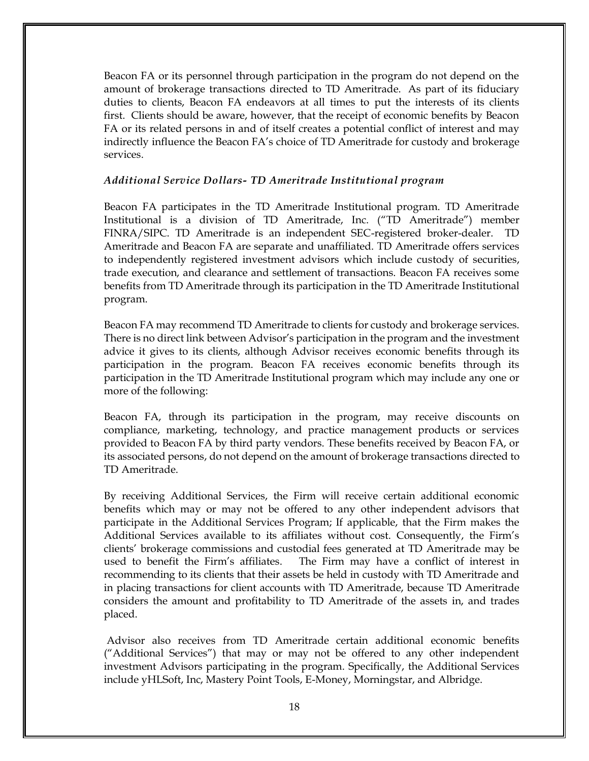Beacon FA or its personnel through participation in the program do not depend on the amount of brokerage transactions directed to TD Ameritrade. As part of its fiduciary duties to clients, Beacon FA endeavors at all times to put the interests of its clients first. Clients should be aware, however, that the receipt of economic benefits by Beacon FA or its related persons in and of itself creates a potential conflict of interest and may indirectly influence the Beacon FA's choice of TD Ameritrade for custody and brokerage services.

### *Additional Service Dollars- TD Ameritrade Institutional program*

Beacon FA participates in the TD Ameritrade Institutional program. TD Ameritrade Institutional is a division of TD Ameritrade, Inc. ("TD Ameritrade") member FINRA/SIPC. TD Ameritrade is an independent SEC-registered broker-dealer. TD Ameritrade and Beacon FA are separate and unaffiliated. TD Ameritrade offers services to independently registered investment advisors which include custody of securities, trade execution, and clearance and settlement of transactions. Beacon FA receives some benefits from TD Ameritrade through its participation in the TD Ameritrade Institutional program.

Beacon FA may recommend TD Ameritrade to clients for custody and brokerage services. There is no direct link between Advisor's participation in the program and the investment advice it gives to its clients, although Advisor receives economic benefits through its participation in the program. Beacon FA receives economic benefits through its participation in the TD Ameritrade Institutional program which may include any one or more of the following:

Beacon FA, through its participation in the program, may receive discounts on compliance, marketing, technology, and practice management products or services provided to Beacon FA by third party vendors. These benefits received by Beacon FA, or its associated persons, do not depend on the amount of brokerage transactions directed to TD Ameritrade.

By receiving Additional Services, the Firm will receive certain additional economic benefits which may or may not be offered to any other independent advisors that participate in the Additional Services Program; If applicable, that the Firm makes the Additional Services available to its affiliates without cost. Consequently, the Firm's clients' brokerage commissions and custodial fees generated at TD Ameritrade may be used to benefit the Firm's affiliates. The Firm may have a conflict of interest in recommending to its clients that their assets be held in custody with TD Ameritrade and in placing transactions for client accounts with TD Ameritrade, because TD Ameritrade considers the amount and profitability to TD Ameritrade of the assets in, and trades placed.

Advisor also receives from TD Ameritrade certain additional economic benefits ("Additional Services") that may or may not be offered to any other independent investment Advisors participating in the program. Specifically, the Additional Services include yHLSoft, Inc, Mastery Point Tools, E-Money, Morningstar, and Albridge.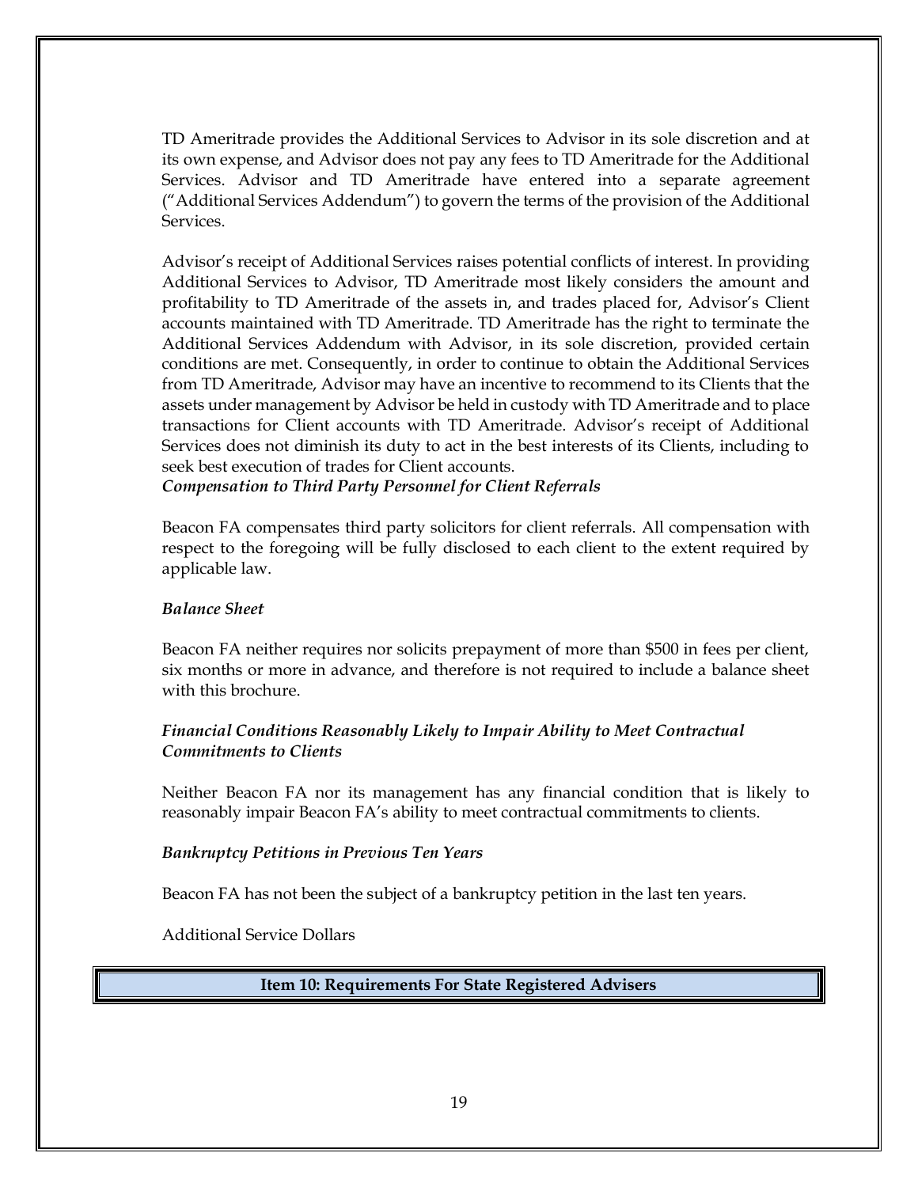TD Ameritrade provides the Additional Services to Advisor in its sole discretion and at its own expense, and Advisor does not pay any fees to TD Ameritrade for the Additional Services. Advisor and TD Ameritrade have entered into a separate agreement ("Additional Services Addendum") to govern the terms of the provision of the Additional Services.

Advisor's receipt of Additional Services raises potential conflicts of interest. In providing Additional Services to Advisor, TD Ameritrade most likely considers the amount and profitability to TD Ameritrade of the assets in, and trades placed for, Advisor's Client accounts maintained with TD Ameritrade. TD Ameritrade has the right to terminate the Additional Services Addendum with Advisor, in its sole discretion, provided certain conditions are met. Consequently, in order to continue to obtain the Additional Services from TD Ameritrade, Advisor may have an incentive to recommend to its Clients that the assets under management by Advisor be held in custody with TD Ameritrade and to place transactions for Client accounts with TD Ameritrade. Advisor's receipt of Additional Services does not diminish its duty to act in the best interests of its Clients, including to seek best execution of trades for Client accounts.

***Compensation to Third Party Personnel for Client Referrals***

Beacon FA compensates third party solicitors for client referrals. All compensation with respect to the foregoing will be fully disclosed to each client to the extent required by applicable law.

***Balance Sheet***

Beacon FA neither requires nor solicits prepayment of more than $500 in fees per client, six months or more in advance, and therefore is not required to include a balance sheet with this brochure.

***Financial Conditions Reasonably Likely to Impair Ability to Meet Contractual Commitments to Clients***

Neither Beacon FA nor its management has any financial condition that is likely to reasonably impair Beacon FA's ability to meet contractual commitments to clients.

***Bankruptcy Petitions in Previous Ten Years***

Beacon FA has not been the subject of a bankruptcy petition in the last ten years.

Additional Service Dollars

## Item 10: Requirements For State Registered Advisers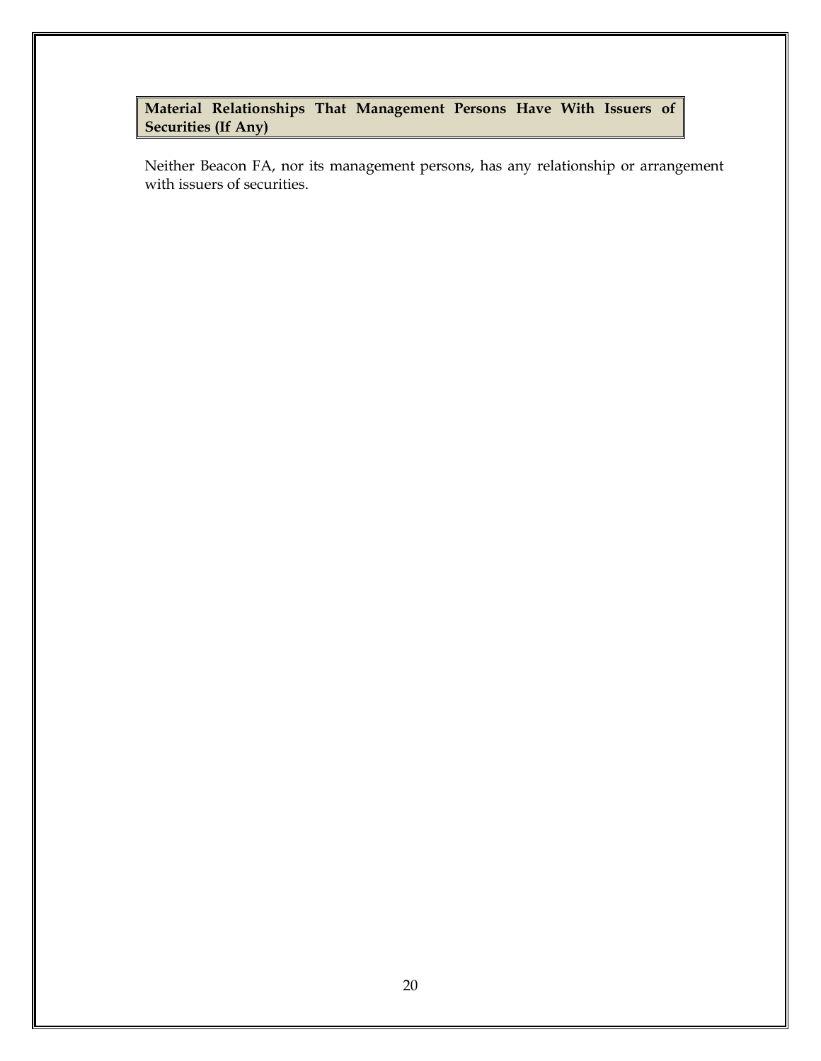## Material Relationships That Management Persons Have With Issuers of Securities (If Any)

Neither Beacon FA, nor its management persons, has any relationship or arrangement with issuers of securities.